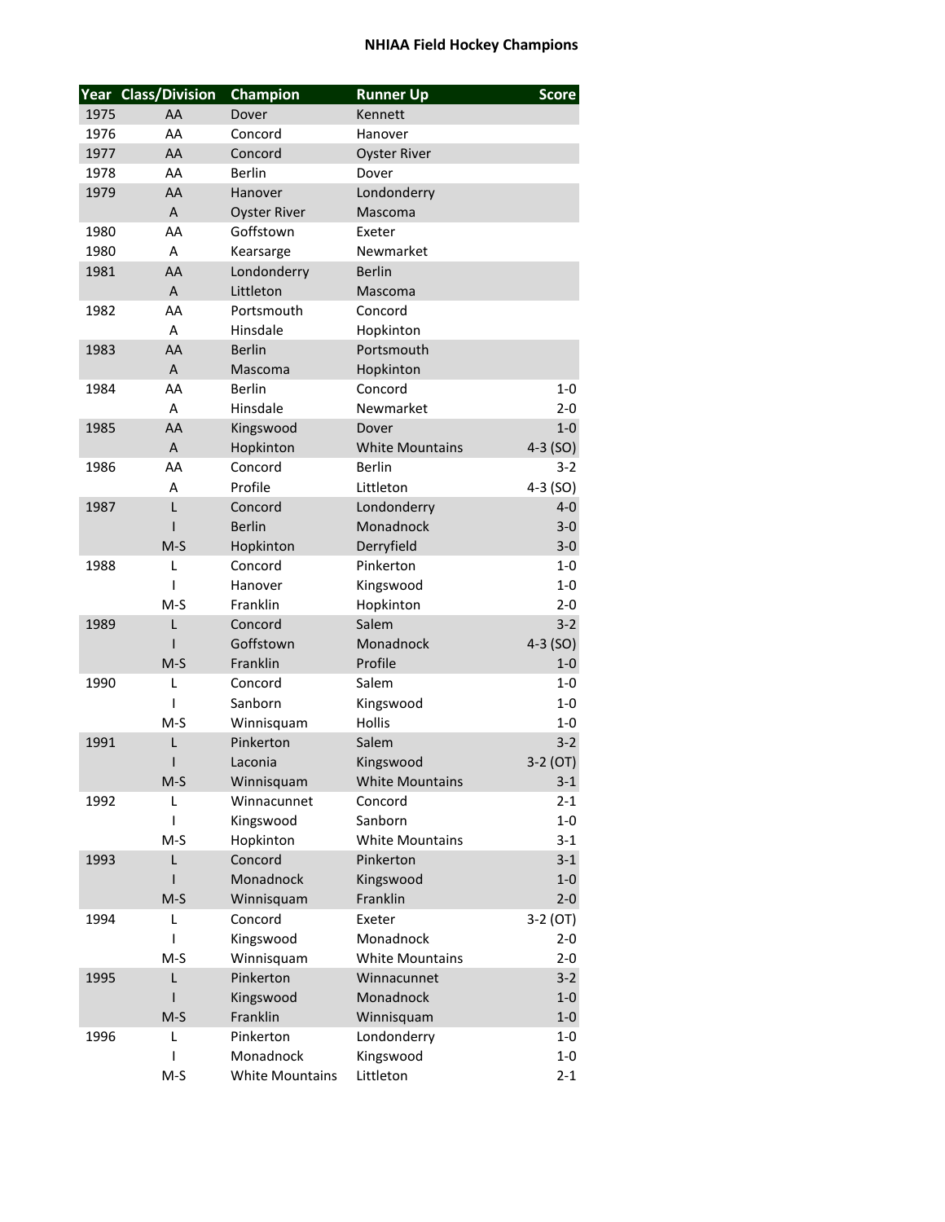# NHIAA Field Hockey Champions

| Year | Class/Division | Champion | Runner Up | Score |
|---|---|---|---|---|
| 1975 | AA | Dover | Kennett | |
| 1976 | AA | Concord | Hanover | |
| 1977 | AA | Concord | Oyster River | |
| 1978 | AA | Berlin | Dover | |
| 1979 | AA | Hanover | Londonderry | |
| | A | Oyster River | Mascoma | |
| 1980 | AA | Goffstown | Exeter | |
| 1980 | A | Kearsarge | Newmarket | |
| 1981 | AA | Londonderry | Berlin | |
| | A | Littleton | Mascoma | |
| 1982 | AA | Portsmouth | Concord | |
| | A | Hinsdale | Hopkinton | |
| 1983 | AA | Berlin | Portsmouth | |
| | A | Mascoma | Hopkinton | |
| 1984 | AA | Berlin | Concord | 1-0 |
| | A | Hinsdale | Newmarket | 2-0 |
| 1985 | AA | Kingswood | Dover | 1-0 |
| | A | Hopkinton | White Mountains | 4-3 (SO) |
| 1986 | AA | Concord | Berlin | 3-2 |
| | A | Profile | Littleton | 4-3 (SO) |
| 1987 | L | Concord | Londonderry | 4-0 |
| | I | Berlin | Monadnock | 3-0 |
| | M-S | Hopkinton | Derryfield | 3-0 |
| 1988 | L | Concord | Pinkerton | 1-0 |
| | I | Hanover | Kingswood | 1-0 |
| | M-S | Franklin | Hopkinton | 2-0 |
| 1989 | L | Concord | Salem | 3-2 |
| | I | Goffstown | Monadnock | 4-3 (SO) |
| | M-S | Franklin | Profile | 1-0 |
| 1990 | L | Concord | Salem | 1-0 |
| | I | Sanborn | Kingswood | 1-0 |
| | M-S | Winnisquam | Hollis | 1-0 |
| 1991 | L | Pinkerton | Salem | 3-2 |
| | I | Laconia | Kingswood | 3-2 (OT) |
| | M-S | Winnisquam | White Mountains | 3-1 |
| 1992 | L | Winnacunnet | Concord | 2-1 |
| | I | Kingswood | Sanborn | 1-0 |
| | M-S | Hopkinton | White Mountains | 3-1 |
| 1993 | L | Concord | Pinkerton | 3-1 |
| | I | Monadnock | Kingswood | 1-0 |
| | M-S | Winnisquam | Franklin | 2-0 |
| 1994 | L | Concord | Exeter | 3-2 (OT) |
| | I | Kingswood | Monadnock | 2-0 |
| | M-S | Winnisquam | White Mountains | 2-0 |
| 1995 | L | Pinkerton | Winnacunnet | 3-2 |
| | I | Kingswood | Monadnock | 1-0 |
| | M-S | Franklin | Winnisquam | 1-0 |
| 1996 | L | Pinkerton | Londonderry | 1-0 |
| | I | Monadnock | Kingswood | 1-0 |
| | M-S | White Mountains | Littleton | 2-1 |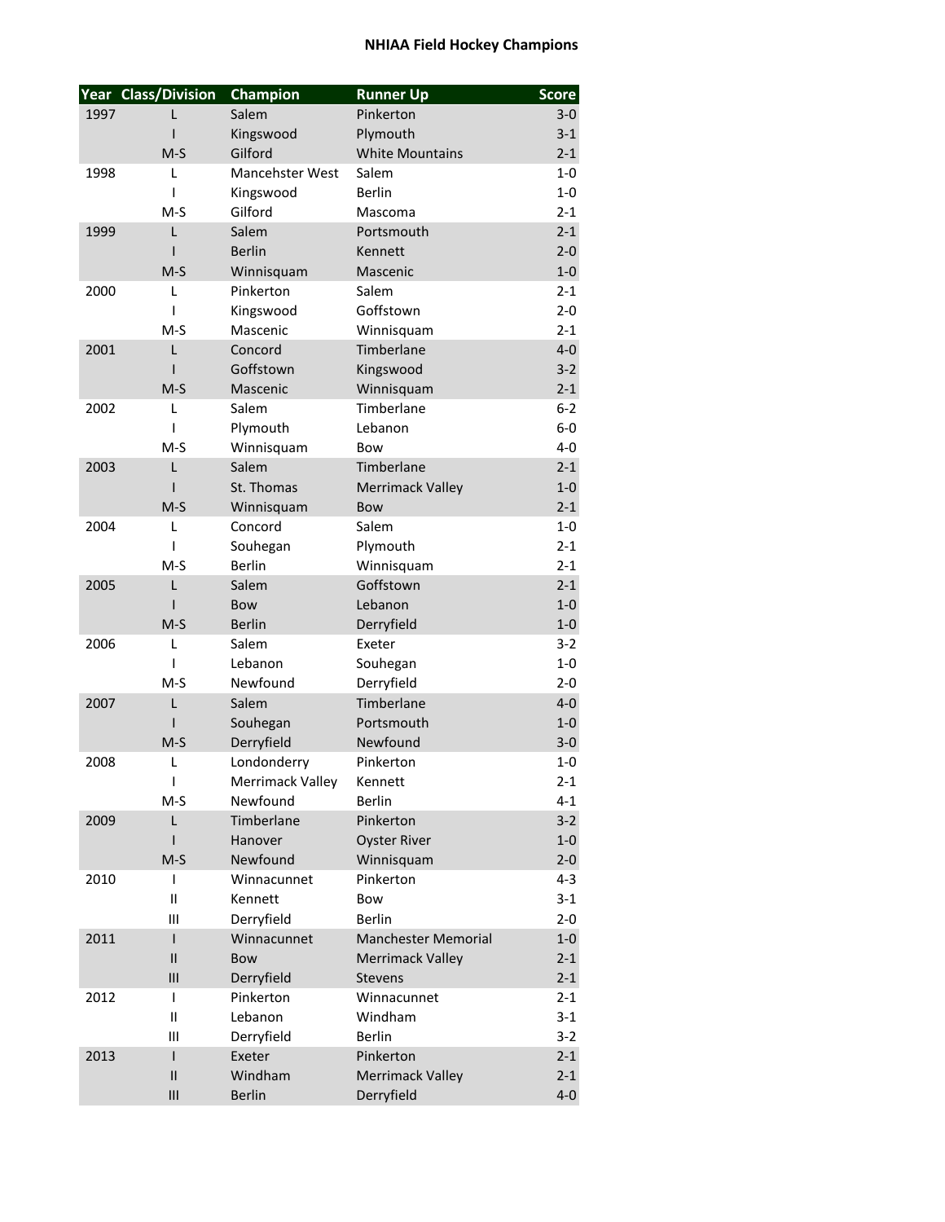**NHIAA Field Hockey Champions**

| Year | Class/Division | Champion | Runner Up | Score |
|---|---|---|---|---|
| 1997 | L | Salem | Pinkerton | 3-0 |
| | I | Kingswood | Plymouth | 3-1 |
| | M-S | Gilford | White Mountains | 2-1 |
| 1998 | L | Mancehster West | Salem | 1-0 |
| | I | Kingswood | Berlin | 1-0 |
| | M-S | Gilford | Mascoma | 2-1 |
| 1999 | L | Salem | Portsmouth | 2-1 |
| | I | Berlin | Kennett | 2-0 |
| | M-S | Winnisquam | Mascenic | 1-0 |
| 2000 | L | Pinkerton | Salem | 2-1 |
| | I | Kingswood | Goffstown | 2-0 |
| | M-S | Mascenic | Winnisquam | 2-1 |
| 2001 | L | Concord | Timberlane | 4-0 |
| | I | Goffstown | Kingswood | 3-2 |
| | M-S | Mascenic | Winnisquam | 2-1 |
| 2002 | L | Salem | Timberlane | 6-2 |
| | I | Plymouth | Lebanon | 6-0 |
| | M-S | Winnisquam | Bow | 4-0 |
| 2003 | L | Salem | Timberlane | 2-1 |
| | I | St. Thomas | Merrimack Valley | 1-0 |
| | M-S | Winnisquam | Bow | 2-1 |
| 2004 | L | Concord | Salem | 1-0 |
| | I | Souhegan | Plymouth | 2-1 |
| | M-S | Berlin | Winnisquam | 2-1 |
| 2005 | L | Salem | Goffstown | 2-1 |
| | I | Bow | Lebanon | 1-0 |
| | M-S | Berlin | Derryfield | 1-0 |
| 2006 | L | Salem | Exeter | 3-2 |
| | I | Lebanon | Souhegan | 1-0 |
| | M-S | Newfound | Derryfield | 2-0 |
| 2007 | L | Salem | Timberlane | 4-0 |
| | I | Souhegan | Portsmouth | 1-0 |
| | M-S | Derryfield | Newfound | 3-0 |
| 2008 | L | Londonderry | Pinkerton | 1-0 |
| | I | Merrimack Valley | Kennett | 2-1 |
| | M-S | Newfound | Berlin | 4-1 |
| 2009 | L | Timberlane | Pinkerton | 3-2 |
| | I | Hanover | Oyster River | 1-0 |
| | M-S | Newfound | Winnisquam | 2-0 |
| 2010 | I | Winnacunnet | Pinkerton | 4-3 |
| | II | Kennett | Bow | 3-1 |
| | III | Derryfield | Berlin | 2-0 |
| 2011 | I | Winnacunnet | Manchester Memorial | 1-0 |
| | II | Bow | Merrimack Valley | 2-1 |
| | III | Derryfield | Stevens | 2-1 |
| 2012 | I | Pinkerton | Winnacunnet | 2-1 |
| | II | Lebanon | Windham | 3-1 |
| | III | Derryfield | Berlin | 3-2 |
| 2013 | I | Exeter | Pinkerton | 2-1 |
| | II | Windham | Merrimack Valley | 2-1 |
| | III | Berlin | Derryfield | 4-0 |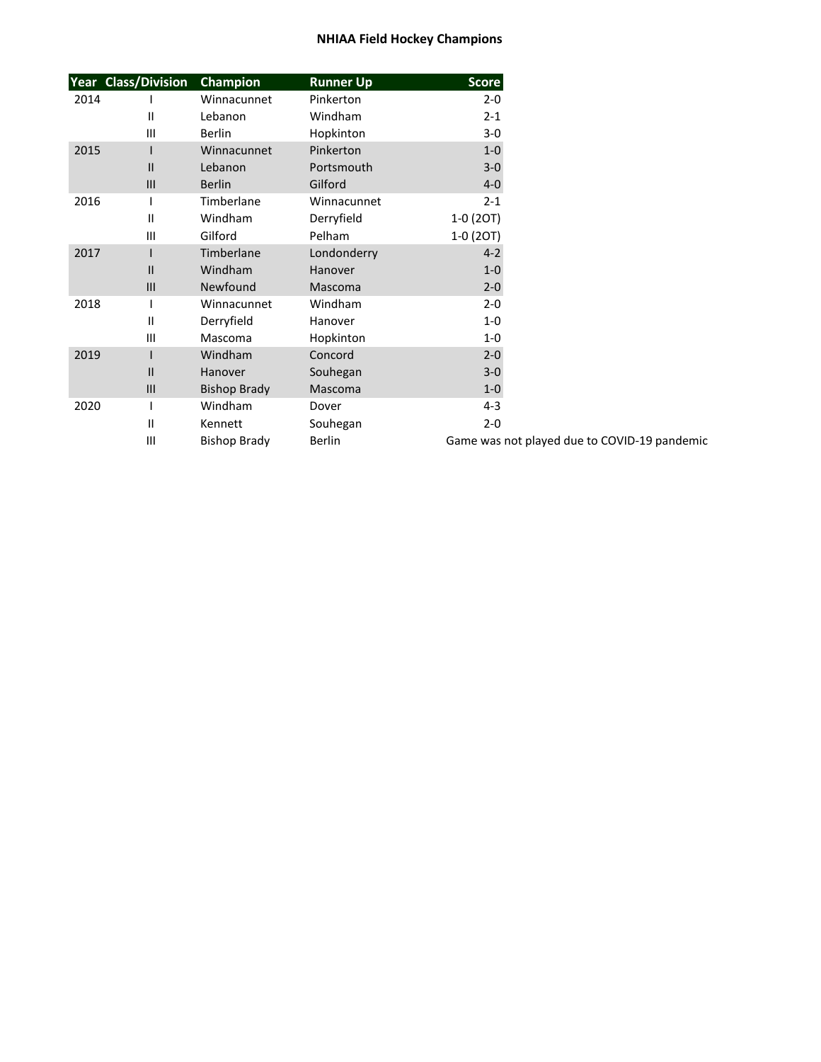**NHIAA Field Hockey Champions**

| Year | Class/Division | Champion | Runner Up | Score |
|---|---|---|---|---|
| 2014 | I | Winnacunnet | Pinkerton | 2-0 |
| | II | Lebanon | Windham | 2-1 |
| | III | Berlin | Hopkinton | 3-0 |
| 2015 | I | Winnacunnet | Pinkerton | 1-0 |
| | II | Lebanon | Portsmouth | 3-0 |
| | III | Berlin | Gilford | 4-0 |
| 2016 | I | Timberlane | Winnacunnet | 2-1 |
| | II | Windham | Derryfield | 1-0 (2OT) |
| | III | Gilford | Pelham | 1-0 (2OT) |
| 2017 | I | Timberlane | Londonderry | 4-2 |
| | II | Windham | Hanover | 1-0 |
| | III | Newfound | Mascoma | 2-0 |
| 2018 | I | Winnacunnet | Windham | 2-0 |
| | II | Derryfield | Hanover | 1-0 |
| | III | Mascoma | Hopkinton | 1-0 |
| 2019 | I | Windham | Concord | 2-0 |
| | II | Hanover | Souhegan | 3-0 |
| | III | Bishop Brady | Mascoma | 1-0 |
| 2020 | I | Windham | Dover | 4-3 |
| | II | Kennett | Souhegan | 2-0 |
| | III | Bishop Brady | Berlin | Game was not played due to COVID-19 pandemic |